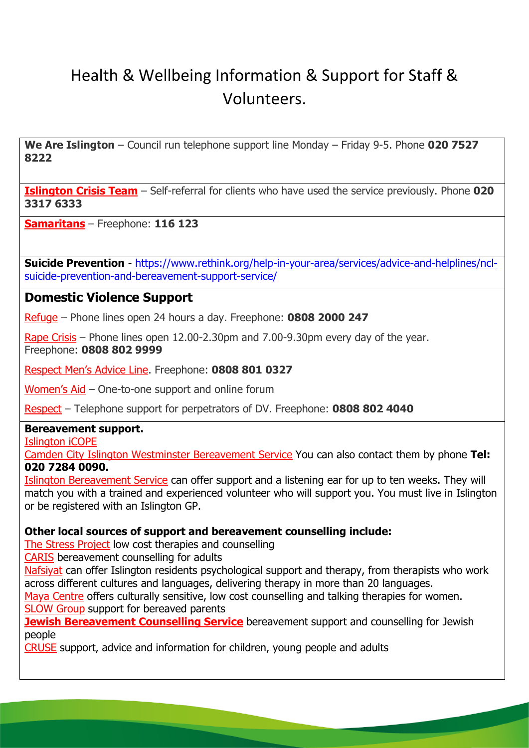# Health & Wellbeing Information & Support for Staff & Volunteers.

**We Are Islington** – Council run telephone support line Monday – Friday 9-5. Phone **020 7527 8222**

**Islington Crisis Team** – Self-referral for clients who have used the service previously. Phone **020 3317 6333**

**Samaritans** – Freephone: **116 123**

**Suicide Prevention** - https://www.rethink.org/help-in-your-area/services/advice-and-helplines/ncl-suicide-prevention-and-bereavement-support-service/

## Domestic Violence Support

Refuge – Phone lines open 24 hours a day. Freephone: **0808 2000 247**

Rape Crisis – Phone lines open 12.00-2.30pm and 7.00-9.30pm every day of the year. Freephone: **0808 802 9999**

Respect Men's Advice Line. Freephone: **0808 801 0327**

Women's Aid – One-to-one support and online forum

Respect – Telephone support for perpetrators of DV. Freephone: **0808 802 4040**

**Bereavement support.**

Islington iCOPE

Camden City Islington Westminster Bereavement Service You can also contact them by phone **Tel: 020 7284 0090.**

Islington Bereavement Service can offer support and a listening ear for up to ten weeks. They will match you with a trained and experienced volunteer who will support you. You must live in Islington or be registered with an Islington GP.

**Other local sources of support and bereavement counselling include:**

The Stress Project low cost therapies and counselling

CARIS bereavement counselling for adults

Nafsiyat can offer Islington residents psychological support and therapy, from therapists who work across different cultures and languages, delivering therapy in more than 20 languages.

Maya Centre offers culturally sensitive, low cost counselling and talking therapies for women.

SLOW Group support for bereaved parents

**Jewish Bereavement Counselling Service** bereavement support and counselling for Jewish people

CRUSE support, advice and information for children, young people and adults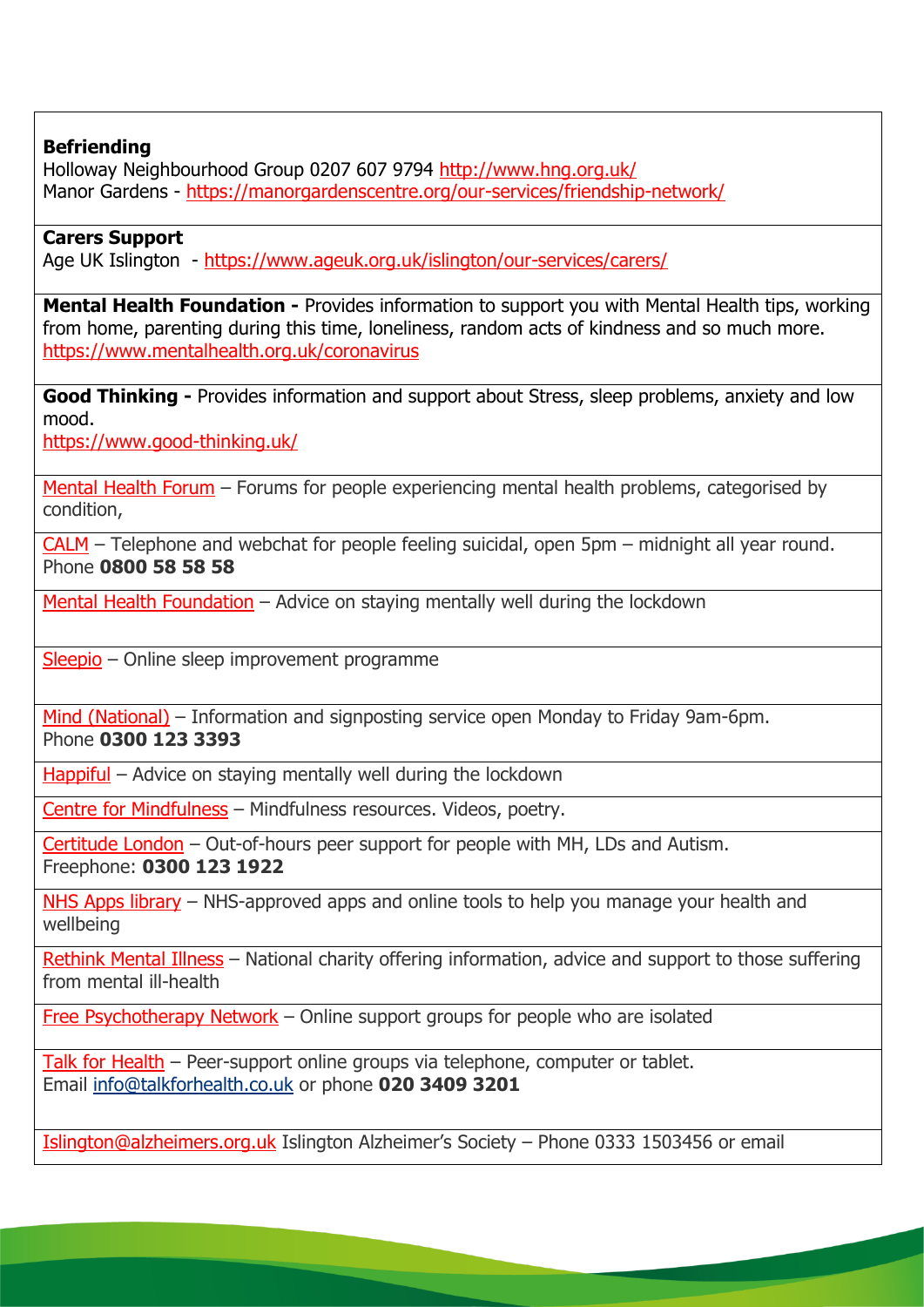| |
|---|
| **Befriending**<br>Holloway Neighbourhood Group 0207 607 9794 http://www.hng.org.uk/<br>Manor Gardens - https://manorgardenscentre.org/our-services/friendship-network/ |
| **Carers Support**<br>Age UK Islington - https://www.ageuk.org.uk/islington/our-services/carers/ |
| **Mental Health Foundation -** Provides information to support you with Mental Health tips, working from home, parenting during this time, loneliness, random acts of kindness and so much more.<br>https://www.mentalhealth.org.uk/coronavirus |
| **Good Thinking -** Provides information and support about Stress, sleep problems, anxiety and low mood.<br>https://www.good-thinking.uk/ |
| Mental Health Forum – Forums for people experiencing mental health problems, categorised by condition, |
| CALM – Telephone and webchat for people feeling suicidal, open 5pm – midnight all year round. Phone **0800 58 58 58** |
| Mental Health Foundation – Advice on staying mentally well during the lockdown |
| Sleepio – Online sleep improvement programme |
| Mind (National) – Information and signposting service open Monday to Friday 9am-6pm. Phone **0300 123 3393** |
| Happiful – Advice on staying mentally well during the lockdown |
| Centre for Mindfulness – Mindfulness resources. Videos, poetry. |
| Certitude London – Out-of-hours peer support for people with MH, LDs and Autism. Freephone: **0300 123 1922** |
| NHS Apps library – NHS-approved apps and online tools to help you manage your health and wellbeing |
| Rethink Mental Illness – National charity offering information, advice and support to those suffering from mental ill-health |
| Free Psychotherapy Network – Online support groups for people who are isolated |
| Talk for Health – Peer-support online groups via telephone, computer or tablet.<br>Email info@talkforhealth.co.uk or phone **020 3409 3201** |
| Islington@alzheimers.org.uk Islington Alzheimer's Society – Phone 0333 1503456 or email |